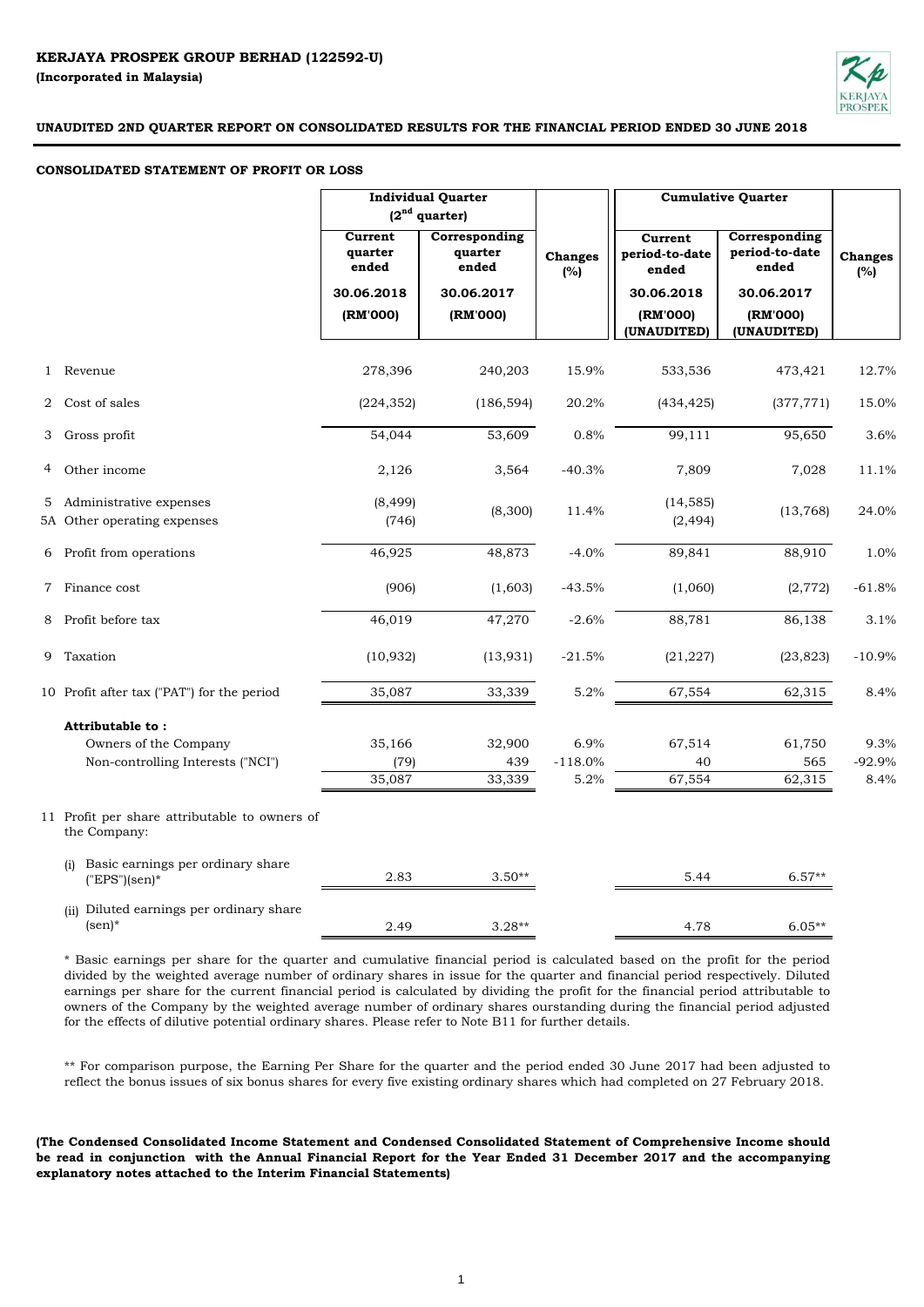**KERJAYA PROSPEK GROUP BERHAD (122592-U)**
**(Incorporated in Malaysia)**

**UNAUDITED 2ND QUARTER REPORT ON CONSOLIDATED RESULTS FOR THE FINANCIAL PERIOD ENDED 30 JUNE 2018**

**CONSOLIDATED STATEMENT OF PROFIT OR LOSS**

| | | Individual Quarter (2nd quarter) | | | Cumulative Quarter | | |
|---|---|---|---|---|---|---|---|
| | | Current quarter ended | Corresponding quarter ended | Changes (%) | Current period-to-date ended | Corresponding period-to-date ended | Changes (%) |
| | | 30.06.2018 (RM'000) | 30.06.2017 (RM'000) | | 30.06.2018 (RM'000) (UNAUDITED) | 30.06.2017 (RM'000) (UNAUDITED) | |
| 1 | Revenue | 278,396 | 240,203 | 15.9% | 533,536 | 473,421 | 12.7% |
| 2 | Cost of sales | (224,352) | (186,594) | 20.2% | (434,425) | (377,771) | 15.0% |
| 3 | Gross profit | 54,044 | 53,609 | 0.8% | 99,111 | 95,650 | 3.6% |
| 4 | Other income | 2,126 | 3,564 | -40.3% | 7,809 | 7,028 | 11.1% |
| 5 | Administrative expenses | (8,499) | (8,300) | 11.4% | (14,585) | (13,768) | 24.0% |
| 5A | Other operating expenses | (746) | | | (2,494) | | |
| 6 | Profit from operations | 46,925 | 48,873 | -4.0% | 89,841 | 88,910 | 1.0% |
| 7 | Finance cost | (906) | (1,603) | -43.5% | (1,060) | (2,772) | -61.8% |
| 8 | Profit before tax | 46,019 | 47,270 | -2.6% | 88,781 | 86,138 | 3.1% |
| 9 | Taxation | (10,932) | (13,931) | -21.5% | (21,227) | (23,823) | -10.9% |
| 10 | Profit after tax ("PAT") for the period | 35,087 | 33,339 | 5.2% | 67,554 | 62,315 | 8.4% |
| | **Attributable to :** | | | | | | |
| | Owners of the Company | 35,166 | 32,900 | 6.9% | 67,514 | 61,750 | 9.3% |
| | Non-controlling Interests ("NCI") | (79) | 439 | -118.0% | 40 | 565 | -92.9% |
| | | 35,087 | 33,339 | 5.2% | 67,554 | 62,315 | 8.4% |
| 11 | Profit per share attributable to owners of the Company: | | | | | | |
| | (i) Basic earnings per ordinary share ("EPS")(sen)* | 2.83 | 3.50** | | 5.44 | 6.57** | |
| | (ii) Diluted earnings per ordinary share (sen)* | 2.49 | 3.28** | | 4.78 | 6.05** | |

\* Basic earnings per share for the quarter and cumulative financial period is calculated based on the profit for the period divided by the weighted average number of ordinary shares in issue for the quarter and financial period respectively. Diluted earnings per share for the current financial period is calculated by dividing the profit for the financial period attributable to owners of the Company by the weighted average number of ordinary shares ourstanding during the financial period adjusted for the effects of dilutive potential ordinary shares. Please refer to Note B11 for further details.

\*\* For comparison purpose, the Earning Per Share for the quarter and the period ended 30 June 2017 had been adjusted to reflect the bonus issues of six bonus shares for every five existing ordinary shares which had completed on 27 February 2018.

**(The Condensed Consolidated Income Statement and Condensed Consolidated Statement of Comprehensive Income should be read in conjunction with the Annual Financial Report for the Year Ended 31 December 2017 and the accompanying explanatory notes attached to the Interim Financial Statements)**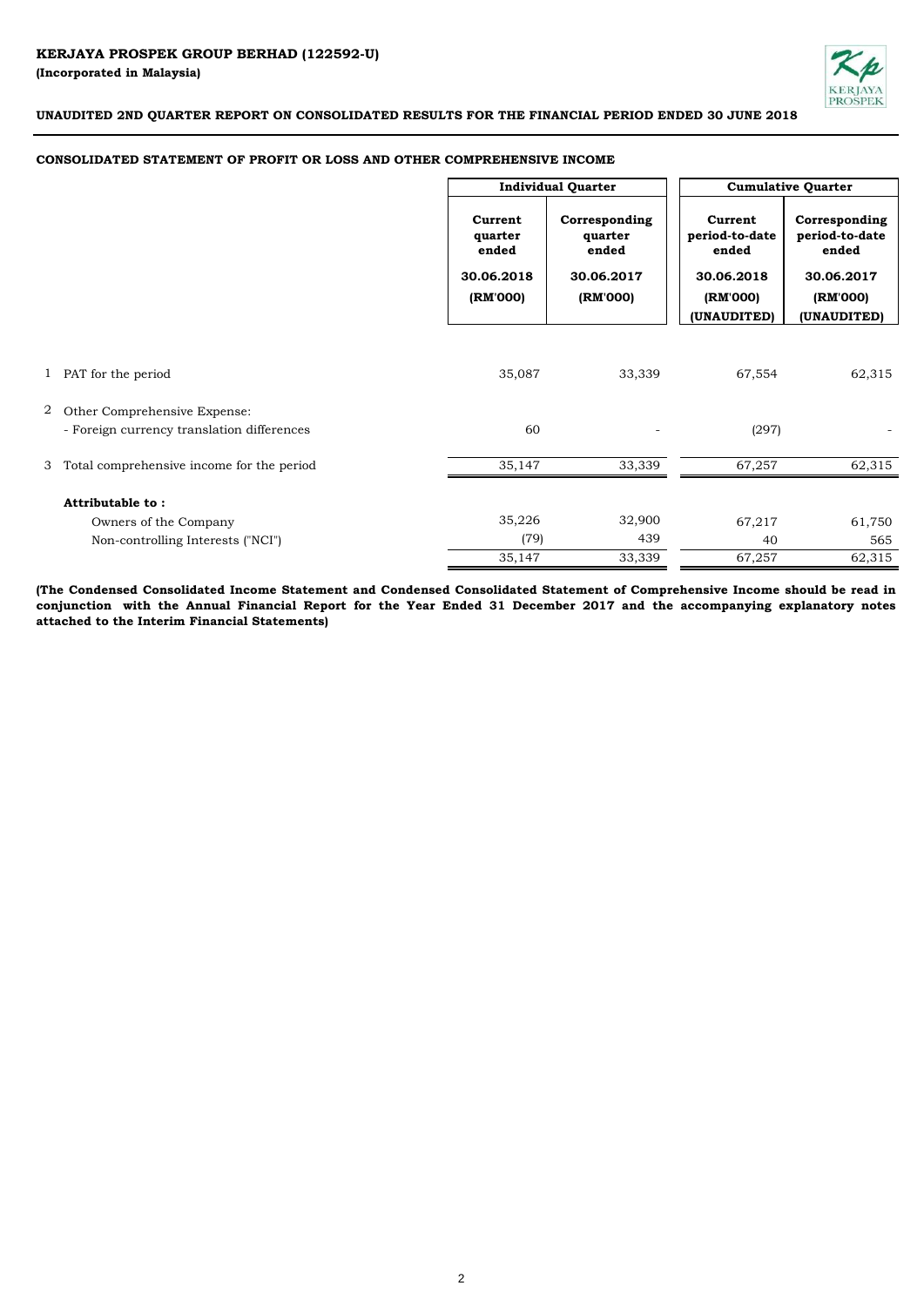**KERJAYA PROSPEK GROUP BERHAD (122592-U)**
**(Incorporated in Malaysia)**

**UNAUDITED 2ND QUARTER REPORT ON CONSOLIDATED RESULTS FOR THE FINANCIAL PERIOD ENDED 30 JUNE 2018**

**CONSOLIDATED STATEMENT OF PROFIT OR LOSS AND OTHER COMPREHENSIVE INCOME**

| | | Individual Quarter | | Cumulative Quarter | |
|---|---|---|---|---|---|
| | | Current quarter ended | Corresponding quarter ended | Current period-to-date ended | Corresponding period-to-date ended |
| | | 30.06.2018 | 30.06.2017 | 30.06.2018 | 30.06.2017 |
| | | (RM'000) | (RM'000) | (RM'000) (UNAUDITED) | (RM'000) (UNAUDITED) |
| 1 | PAT for the period | 35,087 | 33,339 | 67,554 | 62,315 |
| 2 | Other Comprehensive Expense: | | | | |
| | - Foreign currency translation differences | 60 | - | (297) | - |
| 3 | Total comprehensive income for the period | 35,147 | 33,339 | 67,257 | 62,315 |
| | **Attributable to :** | | | | |
| | Owners of the Company | 35,226 | 32,900 | 67,217 | 61,750 |
| | Non-controlling Interests ("NCI") | (79) | 439 | 40 | 565 |
| | | 35,147 | 33,339 | 67,257 | 62,315 |

**(The Condensed Consolidated Income Statement and Condensed Consolidated Statement of Comprehensive Income should be read in conjunction with the Annual Financial Report for the Year Ended 31 December 2017 and the accompanying explanatory notes attached to the Interim Financial Statements)**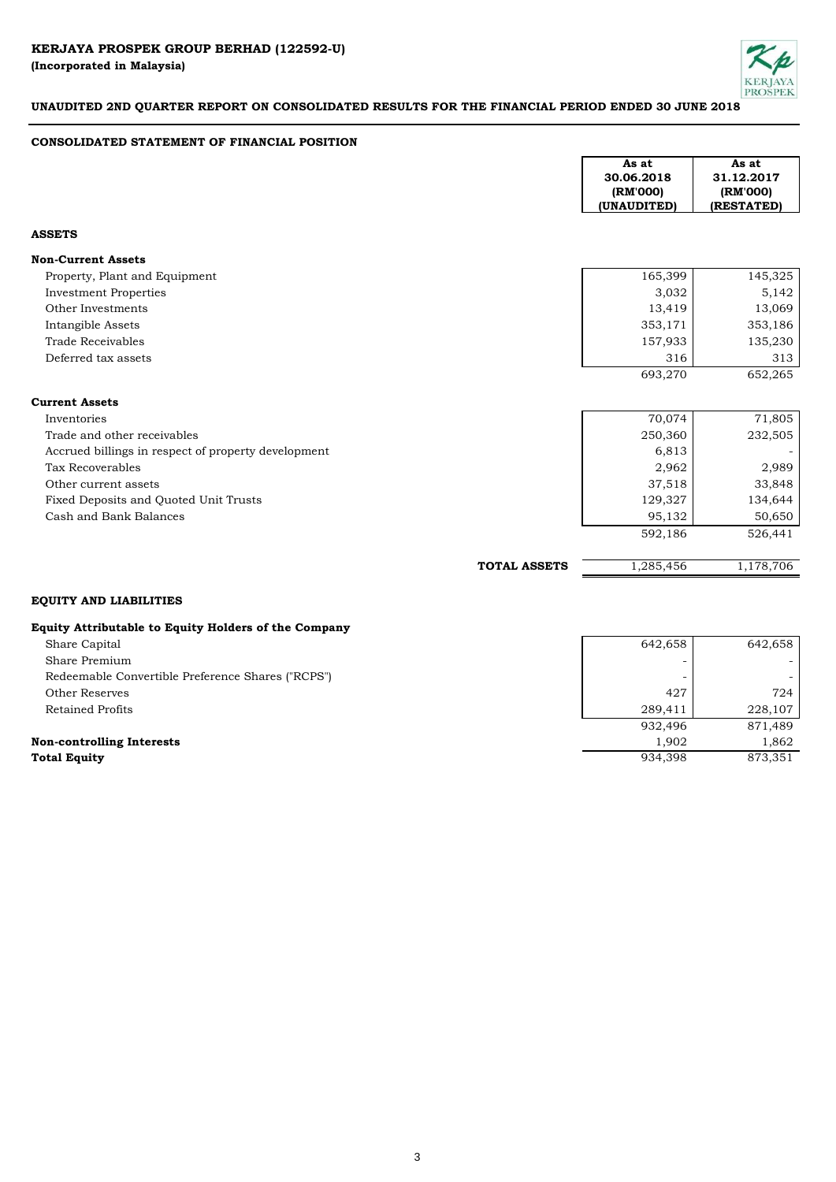**KERJAYA PROSPEK GROUP BERHAD (122592-U)**
**(Incorporated in Malaysia)**

**UNAUDITED 2ND QUARTER REPORT ON CONSOLIDATED RESULTS FOR THE FINANCIAL PERIOD ENDED 30 JUNE 2018**

## CONSOLIDATED STATEMENT OF FINANCIAL POSITION

| | As at 30.06.2018 (RM'000) (UNAUDITED) | As at 31.12.2017 (RM'000) (RESTATED) |
|---|---|---|
| **ASSETS** | | |
| **Non-Current Assets** | | |
| Property, Plant and Equipment | 165,399 | 145,325 |
| Investment Properties | 3,032 | 5,142 |
| Other Investments | 13,419 | 13,069 |
| Intangible Assets | 353,171 | 353,186 |
| Trade Receivables | 157,933 | 135,230 |
| Deferred tax assets | 316 | 313 |
| | 693,270 | 652,265 |
| **Current Assets** | | |
| Inventories | 70,074 | 71,805 |
| Trade and other receivables | 250,360 | 232,505 |
| Accrued billings in respect of property development | 6,813 | - |
| Tax Recoverables | 2,962 | 2,989 |
| Other current assets | 37,518 | 33,848 |
| Fixed Deposits and Quoted Unit Trusts | 129,327 | 134,644 |
| Cash and Bank Balances | 95,132 | 50,650 |
| | 592,186 | 526,441 |
| **TOTAL ASSETS** | 1,285,456 | 1,178,706 |
| **EQUITY AND LIABILITIES** | | |
| **Equity Attributable to Equity Holders of the Company** | | |
| Share Capital | 642,658 | 642,658 |
| Share Premium | - | - |
| Redeemable Convertible Preference Shares ("RCPS") | - | - |
| Other Reserves | 427 | 724 |
| Retained Profits | 289,411 | 228,107 |
| | 932,496 | 871,489 |
| **Non-controlling Interests** | 1,902 | 1,862 |
| **Total Equity** | 934,398 | 873,351 |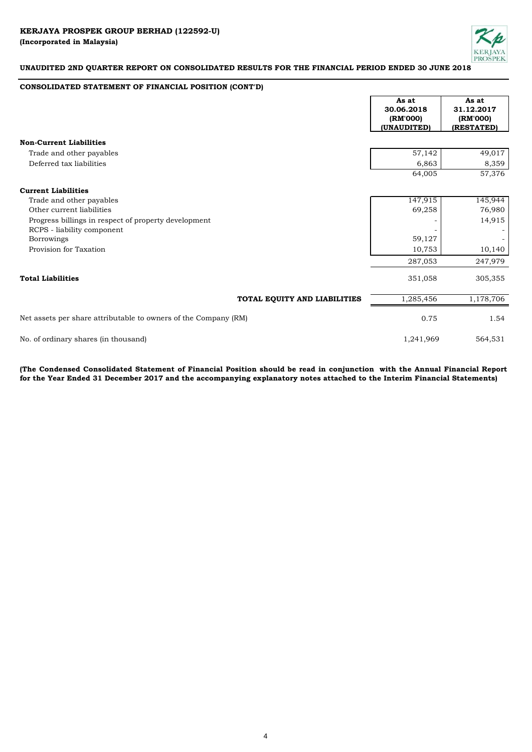**KERJAYA PROSPEK GROUP BERHAD (122592-U)**
**(Incorporated in Malaysia)**

**UNAUDITED 2ND QUARTER REPORT ON CONSOLIDATED RESULTS FOR THE FINANCIAL PERIOD ENDED 30 JUNE 2018**

**CONSOLIDATED STATEMENT OF FINANCIAL POSITION (CONT'D)**

| | As at 30.06.2018 (RM'000) (UNAUDITED) | As at 31.12.2017 (RM'000) (RESTATED) |
|---|---|---|
| **Non-Current Liabilities** | | |
| Trade and other payables | 57,142 | 49,017 |
| Deferred tax liabilities | 6,863 | 8,359 |
| | 64,005 | 57,376 |
| **Current Liabilities** | | |
| Trade and other payables | 147,915 | 145,944 |
| Other current liabilities | 69,258 | 76,980 |
| Progress billings in respect of property development | - | 14,915 |
| RCPS - liability component | - | - |
| Borrowings | 59,127 | - |
| Provision for Taxation | 10,753 | 10,140 |
| | 287,053 | 247,979 |
| **Total Liabilities** | 351,058 | 305,355 |
| **TOTAL EQUITY AND LIABILITIES** | 1,285,456 | 1,178,706 |
| Net assets per share attributable to owners of the Company (RM) | 0.75 | 1.54 |
| No. of ordinary shares (in thousand) | 1,241,969 | 564,531 |

**(The Condensed Consolidated Statement of Financial Position should be read in conjunction with the Annual Financial Report for the Year Ended 31 December 2017 and the accompanying explanatory notes attached to the Interim Financial Statements)**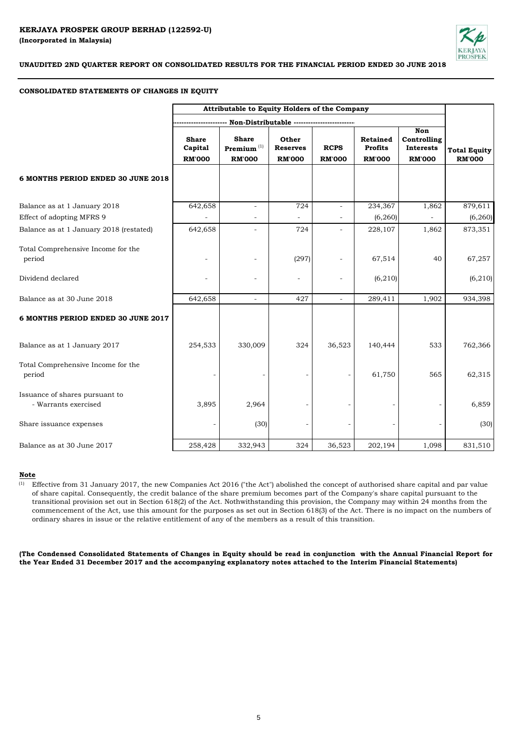**KERJAYA PROSPEK GROUP BERHAD (122592-U)**
**(Incorporated in Malaysia)**

**UNAUDITED 2ND QUARTER REPORT ON CONSOLIDATED RESULTS FOR THE FINANCIAL PERIOD ENDED 30 JUNE 2018**

**CONSOLIDATED STATEMENTS OF CHANGES IN EQUITY**

| | Attributable to Equity Holders of the Company | | | | | | |
|---|---|---|---|---|---|---|---|
| | Non-Distributable | | | | | | |
| | Share Capital RM'000 | Share Premium [1] RM'000 | Other Reserves RM'000 | RCPS RM'000 | Retained Profits RM'000 | Non Controlling Interests RM'000 | Total Equity RM'000 |
| **6 MONTHS PERIOD ENDED 30 JUNE 2018** | | | | | | | |
| Balance as at 1 January 2018 | 642,658 | - | 724 | - | 234,367 | 1,862 | 879,611 |
| Effect of adopting MFRS 9 | - | - | - | - | (6,260) | - | (6,260) |
| Balance as at 1 January 2018 (restated) | 642,658 | - | 724 | - | 228,107 | 1,862 | 873,351 |
| Total Comprehensive Income for the period | - | - | (297) | - | 67,514 | 40 | 67,257 |
| Dividend declared | - | - | - | - | (6,210) | | (6,210) |
| Balance as at 30 June 2018 | 642,658 | - | 427 | - | 289,411 | 1,902 | 934,398 |
| **6 MONTHS PERIOD ENDED 30 JUNE 2017** | | | | | | | |
| Balance as at 1 January 2017 | 254,533 | 330,009 | 324 | 36,523 | 140,444 | 533 | 762,366 |
| Total Comprehensive Income for the period | - | - | - | - | 61,750 | 565 | 62,315 |
| Issuance of shares pursuant to - Warrants exercised | 3,895 | 2,964 | - | - | - | - | 6,859 |
| Share issuance expenses | - | (30) | - | - | - | - | (30) |
| Balance as at 30 June 2017 | 258,428 | 332,943 | 324 | 36,523 | 202,194 | 1,098 | 831,510 |

**Note**

[1] Effective from 31 January 2017, the new Companies Act 2016 ("the Act") abolished the concept of authorised share capital and par value of share capital. Consequently, the credit balance of the share premium becomes part of the Company's share capital pursuant to the transitional provision set out in Section 618(2) of the Act. Nothwithstanding this provision, the Company may within 24 months from the commencement of the Act, use this amount for the purposes as set out in Section 618(3) of the Act. There is no impact on the numbers of ordinary shares in issue or the relative entitlement of any of the members as a result of this transition.

**(The Condensed Consolidated Statements of Changes in Equity should be read in conjunction with the Annual Financial Report for the Year Ended 31 December 2017 and the accompanying explanatory notes attached to the Interim Financial Statements)**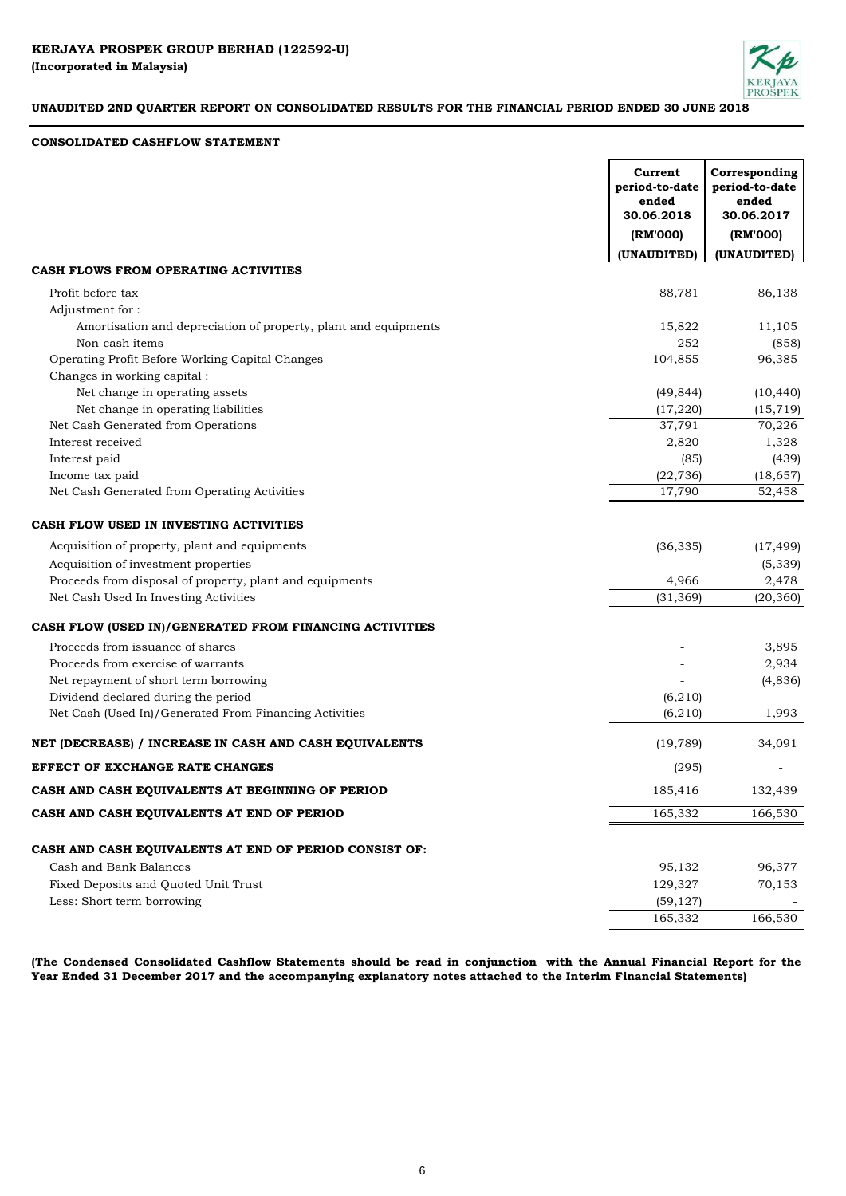**KERJAYA PROSPEK GROUP BERHAD (122592-U)**
**(Incorporated in Malaysia)**

**UNAUDITED 2ND QUARTER REPORT ON CONSOLIDATED RESULTS FOR THE FINANCIAL PERIOD ENDED 30 JUNE 2018**

**CONSOLIDATED CASHFLOW STATEMENT**

| | Current period-to-date ended 30.06.2018 (RM'000) (UNAUDITED) | Corresponding period-to-date ended 30.06.2017 (RM'000) (UNAUDITED) |
|---|---|---|
| **CASH FLOWS FROM OPERATING ACTIVITIES** | | |
| Profit before tax | 88,781 | 86,138 |
| Adjustment for : | | |
| Amortisation and depreciation of property, plant and equipments | 15,822 | 11,105 |
| Non-cash items | 252 | (858) |
| Operating Profit Before Working Capital Changes | 104,855 | 96,385 |
| Changes in working capital : | | |
| Net change in operating assets | (49,844) | (10,440) |
| Net change in operating liabilities | (17,220) | (15,719) |
| Net Cash Generated from Operations | 37,791 | 70,226 |
| Interest received | 2,820 | 1,328 |
| Interest paid | (85) | (439) |
| Income tax paid | (22,736) | (18,657) |
| Net Cash Generated from Operating Activities | 17,790 | 52,458 |
| **CASH FLOW USED IN INVESTING ACTIVITIES** | | |
| Acquisition of property, plant and equipments | (36,335) | (17,499) |
| Acquisition of investment properties | - | (5,339) |
| Proceeds from disposal of property, plant and equipments | 4,966 | 2,478 |
| Net Cash Used In Investing Activities | (31,369) | (20,360) |
| **CASH FLOW (USED IN)/GENERATED FROM FINANCING ACTIVITIES** | | |
| Proceeds from issuance of shares | - | 3,895 |
| Proceeds from exercise of warrants | - | 2,934 |
| Net repayment of short term borrowing | - | (4,836) |
| Dividend declared during the period | (6,210) | - |
| Net Cash (Used In)/Generated From Financing Activities | (6,210) | 1,993 |
| **NET (DECREASE) / INCREASE IN CASH AND CASH EQUIVALENTS** | (19,789) | 34,091 |
| **EFFECT OF EXCHANGE RATE CHANGES** | (295) | - |
| **CASH AND CASH EQUIVALENTS AT BEGINNING OF PERIOD** | 185,416 | 132,439 |
| **CASH AND CASH EQUIVALENTS AT END OF PERIOD** | 165,332 | 166,530 |
| **CASH AND CASH EQUIVALENTS AT END OF PERIOD CONSIST OF:** | | |
| Cash and Bank Balances | 95,132 | 96,377 |
| Fixed Deposits and Quoted Unit Trust | 129,327 | 70,153 |
| Less: Short term borrowing | (59,127) | - |
| | 165,332 | 166,530 |

**(The Condensed Consolidated Cashflow Statements should be read in conjunction with the Annual Financial Report for the Year Ended 31 December 2017 and the accompanying explanatory notes attached to the Interim Financial Statements)**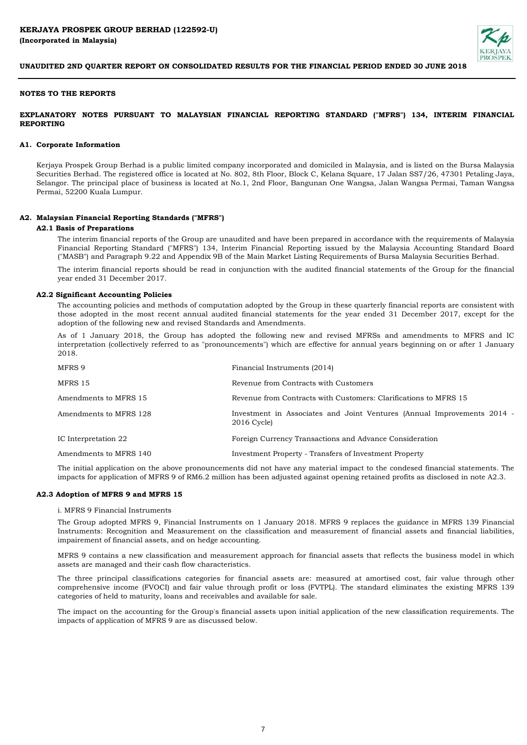## NOTES TO THE REPORTS

### EXPLANATORY NOTES PURSUANT TO MALAYSIAN FINANCIAL REPORTING STANDARD ("MFRS") 134, INTERIM FINANCIAL REPORTING

#### A1. Corporate Information

Kerjaya Prospek Group Berhad is a public limited company incorporated and domiciled in Malaysia, and is listed on the Bursa Malaysia Securities Berhad. The registered office is located at No. 802, 8th Floor, Block C, Kelana Square, 17 Jalan SS7/26, 47301 Petaling Jaya, Selangor. The principal place of business is located at No.1, 2nd Floor, Bangunan One Wangsa, Jalan Wangsa Permai, Taman Wangsa Permai, 52200 Kuala Lumpur.

#### A2. Malaysian Financial Reporting Standards ("MFRS")

**A2.1 Basis of Preparations**

The interim financial reports of the Group are unaudited and have been prepared in accordance with the requirements of Malaysia Financial Reporting Standard ("MFRS") 134, Interim Financial Reporting issued by the Malaysia Accounting Standard Board ("MASB") and Paragraph 9.22 and Appendix 9B of the Main Market Listing Requirements of Bursa Malaysia Securities Berhad.

The interim financial reports should be read in conjunction with the audited financial statements of the Group for the financial year ended 31 December 2017.

**A2.2 Significant Accounting Policies**

The accounting policies and methods of computation adopted by the Group in these quarterly financial reports are consistent with those adopted in the most recent annual audited financial statements for the year ended 31 December 2017, except for the adoption of the following new and revised Standards and Amendments.

As of 1 January 2018, the Group has adopted the following new and revised MFRSs and amendments to MFRS and IC interpretation (collectively referred to as "pronouncements") which are effective for annual years beginning on or after 1 January 2018.

| | |
|---|---|
| MFRS 9 | Financial Instruments (2014) |
| MFRS 15 | Revenue from Contracts with Customers |
| Amendments to MFRS 15 | Revenue from Contracts with Customers: Clarifications to MFRS 15 |
| Amendments to MFRS 128 | Investment in Associates and Joint Ventures (Annual Improvements 2014 - 2016 Cycle) |
| IC Interpretation 22 | Foreign Currency Transactions and Advance Consideration |
| Amendments to MFRS 140 | Investment Property - Transfers of Investment Property |

The initial application on the above pronouncements did not have any material impact to the condesed financial statements. The impacts for application of MFRS 9 of RM6.2 million has been adjusted against opening retained profits as disclosed in note A2.3.

**A2.3 Adoption of MFRS 9 and MFRS 15**

i. MFRS 9 Financial Instruments

The Group adopted MFRS 9, Financial Instruments on 1 January 2018. MFRS 9 replaces the guidance in MFRS 139 Financial Instruments: Recognition and Measurement on the classification and measurement of financial assets and financial liabilities, impairement of financial assets, and on hedge accounting.

MFRS 9 contains a new classification and measurement approach for financial assets that reflects the business model in which assets are managed and their cash flow characteristics.

The three principal classifications categories for financial assets are: measured at amortised cost, fair value through other comprehensive income (FVOCI) and fair value through profit or loss (FVTPL). The standard eliminates the existing MFRS 139 categories of held to maturity, loans and receivables and available for sale.

The impact on the accounting for the Group's financial assets upon initial application of the new classification requirements. The impacts of application of MFRS 9 are as discussed below.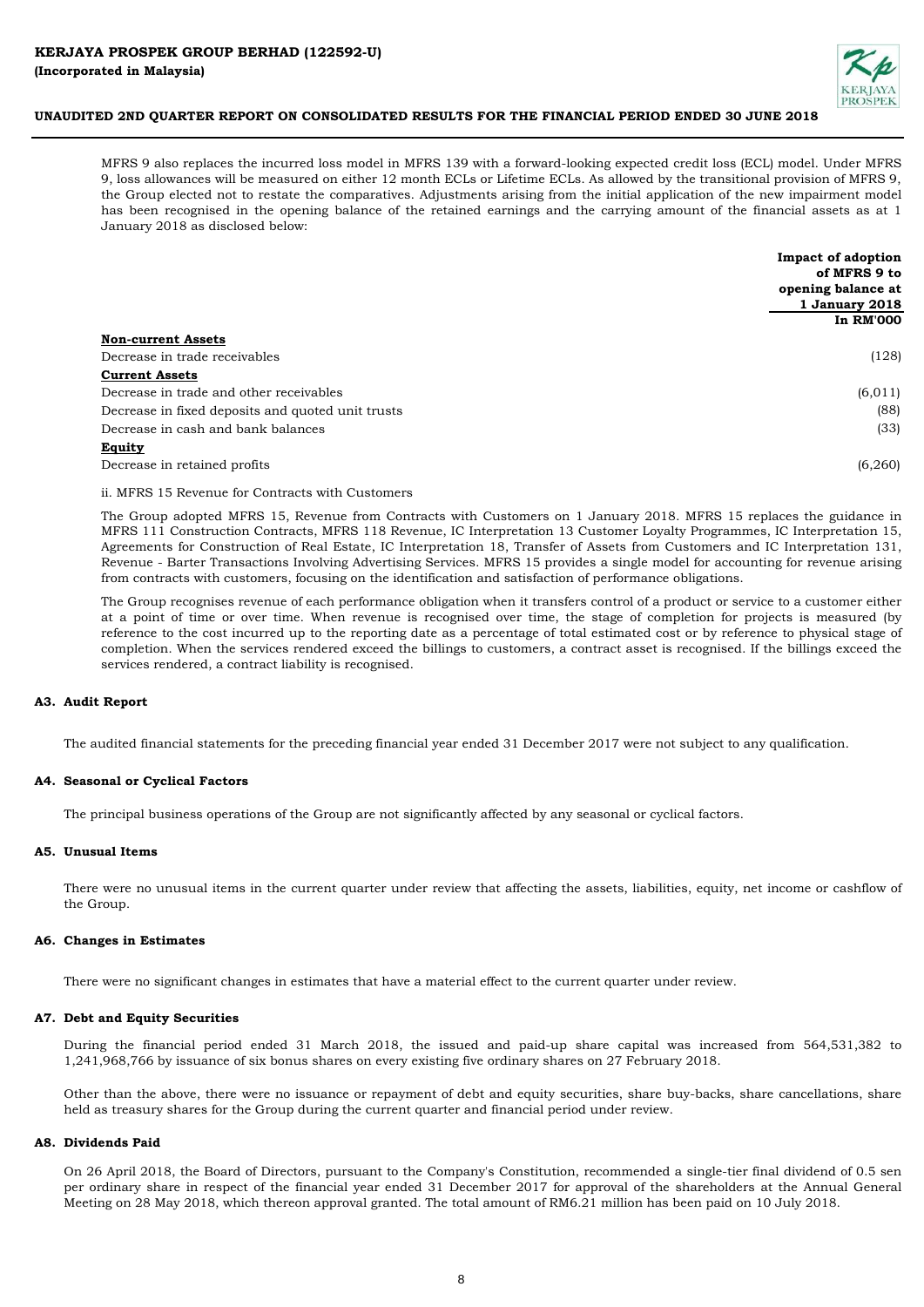MFRS 9 also replaces the incurred loss model in MFRS 139 with a forward-looking expected credit loss (ECL) model. Under MFRS 9, loss allowances will be measured on either 12 month ECLs or Lifetime ECLs. As allowed by the transitional provision of MFRS 9, the Group elected not to restate the comparatives. Adjustments arising from the initial application of the new impairment model has been recognised in the opening balance of the retained earnings and the carrying amount of the financial assets as at 1 January 2018 as disclosed below:

| | Impact of adoption of MFRS 9 to opening balance at 1 January 2018 In RM'000 |
|---|---|
| **Non-current Assets** | |
| Decrease in trade receivables | (128) |
| **Current Assets** | |
| Decrease in trade and other receivables | (6,011) |
| Decrease in fixed deposits and quoted unit trusts | (88) |
| Decrease in cash and bank balances | (33) |
| **Equity** | |
| Decrease in retained profits | (6,260) |

ii. MFRS 15 Revenue for Contracts with Customers

The Group adopted MFRS 15, Revenue from Contracts with Customers on 1 January 2018. MFRS 15 replaces the guidance in MFRS 111 Construction Contracts, MFRS 118 Revenue, IC Interpretation 13 Customer Loyalty Programmes, IC Interpretation 15, Agreements for Construction of Real Estate, IC Interpretation 18, Transfer of Assets from Customers and IC Interpretation 131, Revenue - Barter Transactions Involving Advertising Services. MFRS 15 provides a single model for accounting for revenue arising from contracts with customers, focusing on the identification and satisfaction of performance obligations.

The Group recognises revenue of each performance obligation when it transfers control of a product or service to a customer either at a point of time or over time. When revenue is recognised over time, the stage of completion for projects is measured (by reference to the cost incurred up to the reporting date as a percentage of total estimated cost or by reference to physical stage of completion. When the services rendered exceed the billings to customers, a contract asset is recognised. If the billings exceed the services rendered, a contract liability is recognised.

### A3. Audit Report

The audited financial statements for the preceding financial year ended 31 December 2017 were not subject to any qualification.

### A4. Seasonal or Cyclical Factors

The principal business operations of the Group are not significantly affected by any seasonal or cyclical factors.

### A5. Unusual Items

There were no unusual items in the current quarter under review that affecting the assets, liabilities, equity, net income or cashflow of the Group.

### A6. Changes in Estimates

There were no significant changes in estimates that have a material effect to the current quarter under review.

### A7. Debt and Equity Securities

During the financial period ended 31 March 2018, the issued and paid-up share capital was increased from 564,531,382 to 1,241,968,766 by issuance of six bonus shares on every existing five ordinary shares on 27 February 2018.

Other than the above, there were no issuance or repayment of debt and equity securities, share buy-backs, share cancellations, share held as treasury shares for the Group during the current quarter and financial period under review.

### A8. Dividends Paid

On 26 April 2018, the Board of Directors, pursuant to the Company's Constitution, recommended a single-tier final dividend of 0.5 sen per ordinary share in respect of the financial year ended 31 December 2017 for approval of the shareholders at the Annual General Meeting on 28 May 2018, which thereon approval granted. The total amount of RM6.21 million has been paid on 10 July 2018.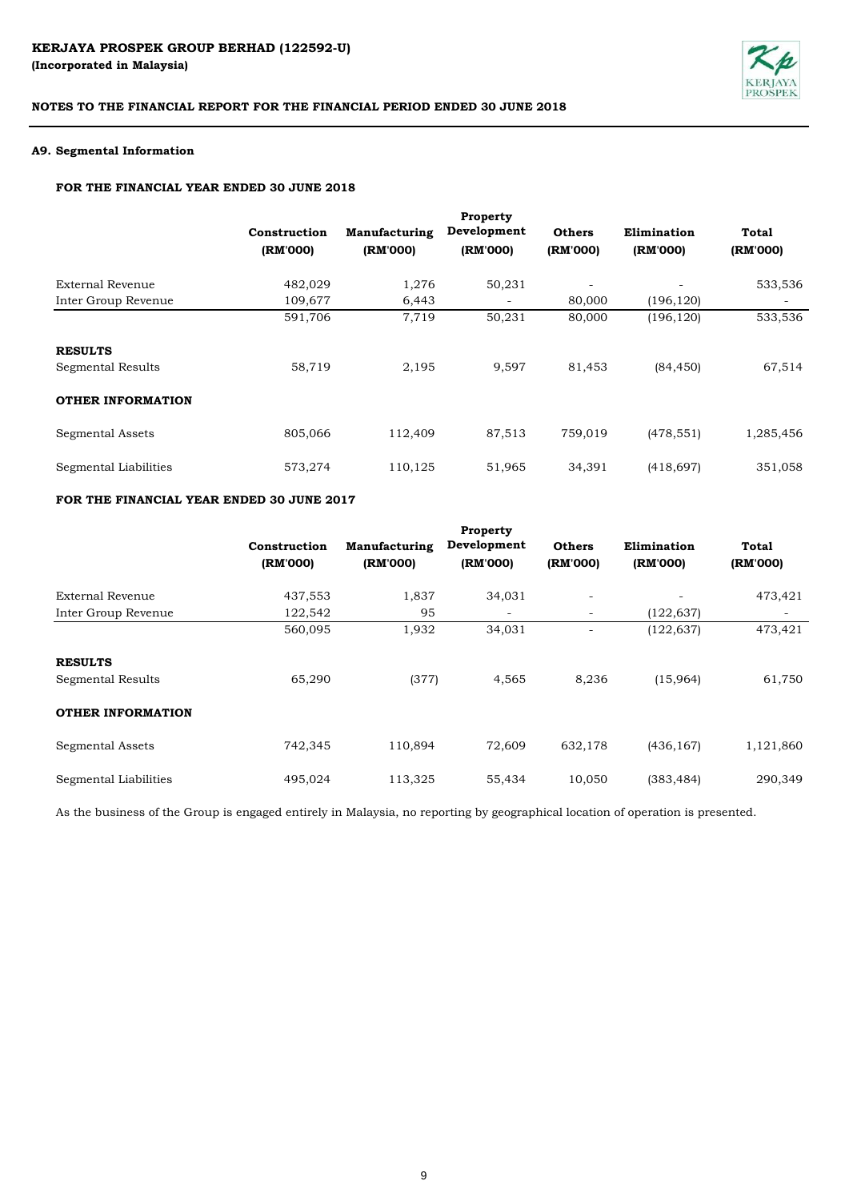**KERJAYA PROSPEK GROUP BERHAD (122592-U)**
**(Incorporated in Malaysia)**

**NOTES TO THE FINANCIAL REPORT FOR THE FINANCIAL PERIOD ENDED 30 JUNE 2018**

### A9. Segmental Information

#### FOR THE FINANCIAL YEAR ENDED 30 JUNE 2018

| | Construction (RM'000) | Manufacturing (RM'000) | Property Development (RM'000) | Others (RM'000) | Elimination (RM'000) | Total (RM'000) |
|---|---|---|---|---|---|---|
| External Revenue | 482,029 | 1,276 | 50,231 | - | - | 533,536 |
| Inter Group Revenue | 109,677 | 6,443 | - | 80,000 | (196,120) | - |
| | 591,706 | 7,719 | 50,231 | 80,000 | (196,120) | 533,536 |
| **RESULTS** | | | | | | |
| Segmental Results | 58,719 | 2,195 | 9,597 | 81,453 | (84,450) | 67,514 |
| **OTHER INFORMATION** | | | | | | |
| Segmental Assets | 805,066 | 112,409 | 87,513 | 759,019 | (478,551) | 1,285,456 |
| Segmental Liabilities | 573,274 | 110,125 | 51,965 | 34,391 | (418,697) | 351,058 |

#### FOR THE FINANCIAL YEAR ENDED 30 JUNE 2017

| | Construction (RM'000) | Manufacturing (RM'000) | Property Development (RM'000) | Others (RM'000) | Elimination (RM'000) | Total (RM'000) |
|---|---|---|---|---|---|---|
| External Revenue | 437,553 | 1,837 | 34,031 | - | - | 473,421 |
| Inter Group Revenue | 122,542 | 95 | - | - | (122,637) | - |
| | 560,095 | 1,932 | 34,031 | - | (122,637) | 473,421 |
| **RESULTS** | | | | | | |
| Segmental Results | 65,290 | (377) | 4,565 | 8,236 | (15,964) | 61,750 |
| **OTHER INFORMATION** | | | | | | |
| Segmental Assets | 742,345 | 110,894 | 72,609 | 632,178 | (436,167) | 1,121,860 |
| Segmental Liabilities | 495,024 | 113,325 | 55,434 | 10,050 | (383,484) | 290,349 |

As the business of the Group is engaged entirely in Malaysia, no reporting by geographical location of operation is presented.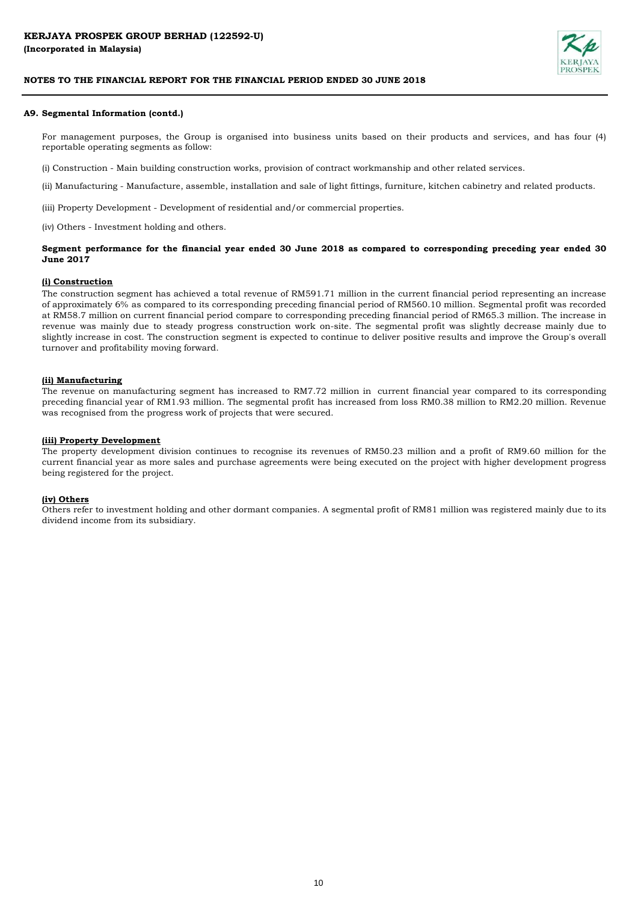## A9. Segmental Information (contd.)

For management purposes, the Group is organised into business units based on their products and services, and has four (4) reportable operating segments as follow:

(i) Construction - Main building construction works, provision of contract workmanship and other related services.

(ii) Manufacturing - Manufacture, assemble, installation and sale of light fittings, furniture, kitchen cabinetry and related products.

(iii) Property Development - Development of residential and/or commercial properties.

(iv) Others - Investment holding and others.

**Segment performance for the financial year ended 30 June 2018 as compared to corresponding preceding year ended 30 June 2017**

**(i) Construction**

The construction segment has achieved a total revenue of RM591.71 million in the current financial period representing an increase of approximately 6% as compared to its corresponding preceding financial period of RM560.10 million. Segmental profit was recorded at RM58.7 million on current financial period compare to corresponding preceding financial period of RM65.3 million. The increase in revenue was mainly due to steady progress construction work on-site. The segmental profit was slightly decrease mainly due to slightly increase in cost. The construction segment is expected to continue to deliver positive results and improve the Group's overall turnover and profitability moving forward.

**(ii) Manufacturing**

The revenue on manufacturing segment has increased to RM7.72 million in current financial year compared to its corresponding preceding financial year of RM1.93 million. The segmental profit has increased from loss RM0.38 million to RM2.20 million. Revenue was recognised from the progress work of projects that were secured.

**(iii) Property Development**

The property development division continues to recognise its revenues of RM50.23 million and a profit of RM9.60 million for the current financial year as more sales and purchase agreements were being executed on the project with higher development progress being registered for the project.

**(iv) Others**

Others refer to investment holding and other dormant companies. A segmental profit of RM81 million was registered mainly due to its dividend income from its subsidiary.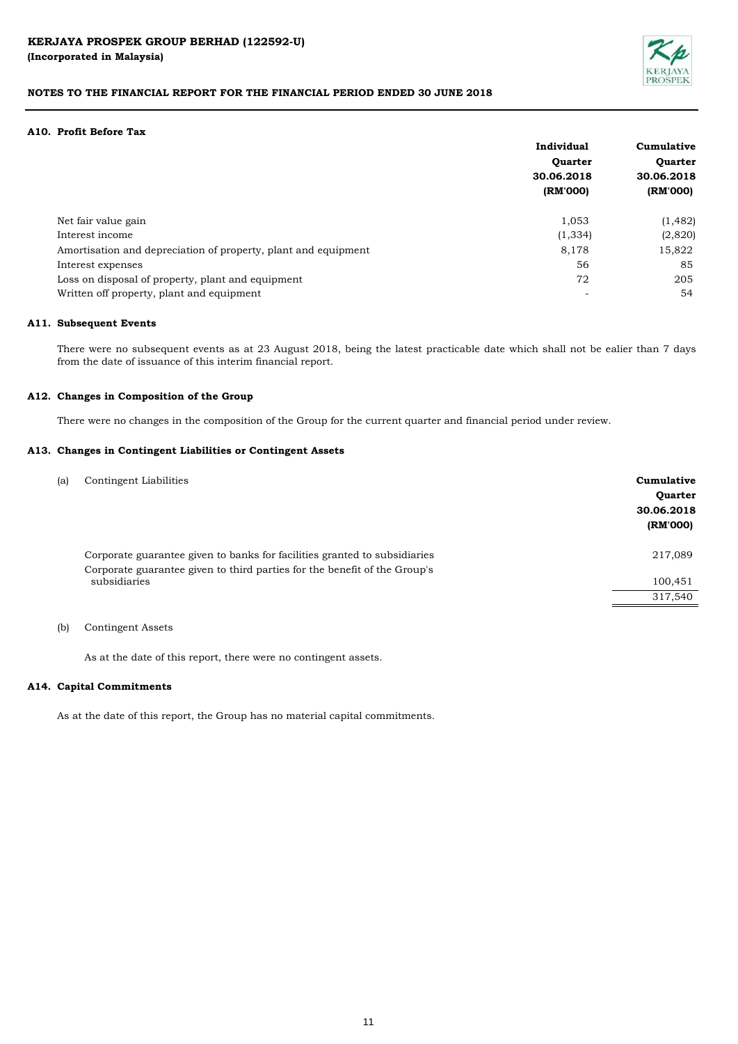KERJAYA PROSPEK GROUP BERHAD (122592-U)
(Incorporated in Malaysia)

NOTES TO THE FINANCIAL REPORT FOR THE FINANCIAL PERIOD ENDED 30 JUNE 2018

### A10. Profit Before Tax

| | Individual Quarter 30.06.2018 (RM'000) | Cumulative Quarter 30.06.2018 (RM'000) |
|---|---|---|
| Net fair value gain | 1,053 | (1,482) |
| Interest income | (1,334) | (2,820) |
| Amortisation and depreciation of property, plant and equipment | 8,178 | 15,822 |
| Interest expenses | 56 | 85 |
| Loss on disposal of property, plant and equipment | 72 | 205 |
| Written off property, plant and equipment | - | 54 |

### A11. Subsequent Events

There were no subsequent events as at 23 August 2018, being the latest practicable date which shall not be ealier than 7 days from the date of issuance of this interim financial report.

### A12. Changes in Composition of the Group

There were no changes in the composition of the Group for the current quarter and financial period under review.

### A13. Changes in Contingent Liabilities or Contingent Assets

(a) Contingent Liabilities

| | Cumulative Quarter 30.06.2018 (RM'000) |
|---|---|
| Corporate guarantee given to banks for facilities granted to subsidiaries | 217,089 |
| Corporate guarantee given to third parties for the benefit of the Group's subsidiaries | 100,451 |
| | 317,540 |

(b) Contingent Assets

As at the date of this report, there were no contingent assets.

### A14. Capital Commitments

As at the date of this report, the Group has no material capital commitments.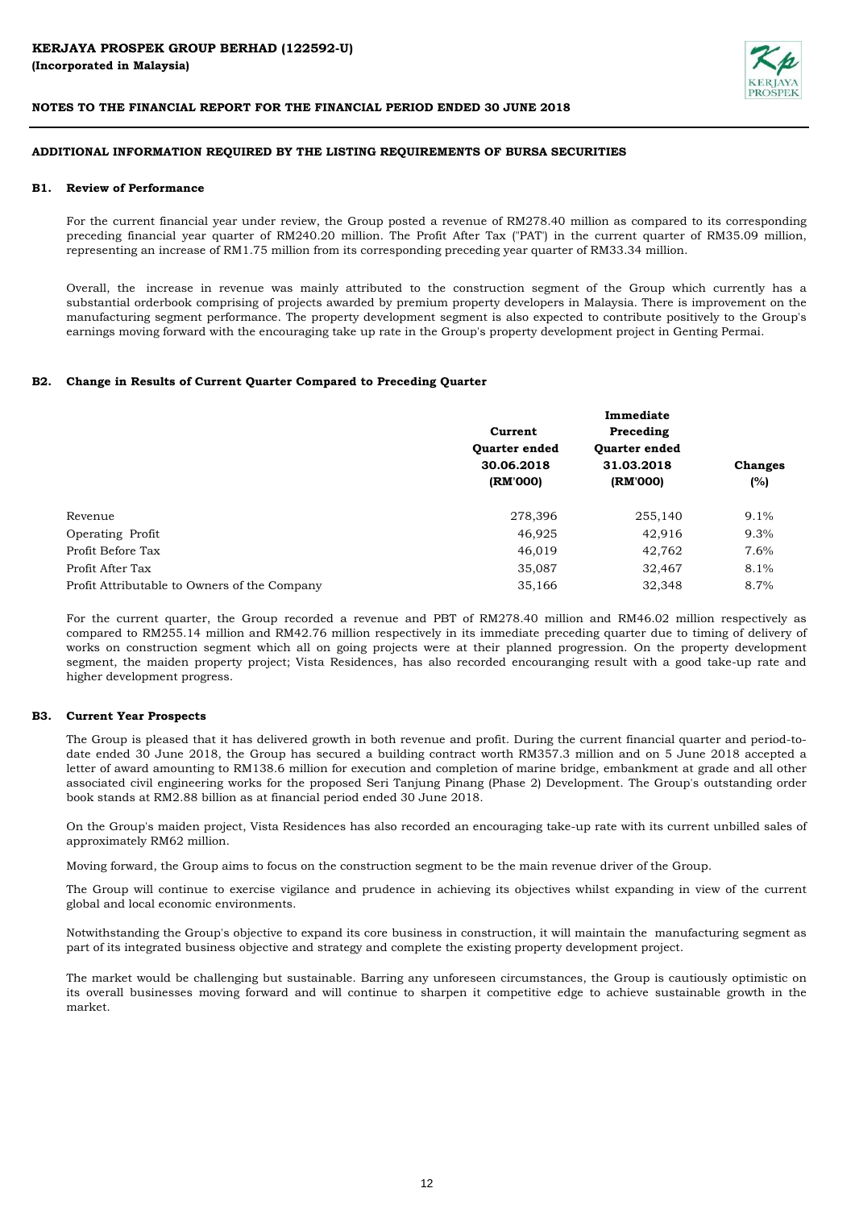## ADDITIONAL INFORMATION REQUIRED BY THE LISTING REQUIREMENTS OF BURSA SECURITIES

### B1. Review of Performance

For the current financial year under review, the Group posted a revenue of RM278.40 million as compared to its corresponding preceding financial year quarter of RM240.20 million. The Profit After Tax ("PAT') in the current quarter of RM35.09 million, representing an increase of RM1.75 million from its corresponding preceding year quarter of RM33.34 million.

Overall, the increase in revenue was mainly attributed to the construction segment of the Group which currently has a substantial orderbook comprising of projects awarded by premium property developers in Malaysia. There is improvement on the manufacturing segment performance. The property development segment is also expected to contribute positively to the Group's earnings moving forward with the encouraging take up rate in the Group's property development project in Genting Permai.

### B2. Change in Results of Current Quarter Compared to Preceding Quarter

| | Current Quarter ended 30.06.2018 (RM'000) | Immediate Preceding Quarter ended 31.03.2018 (RM'000) | Changes (%) |
|---|---|---|---|
| Revenue | 278,396 | 255,140 | 9.1% |
| Operating Profit | 46,925 | 42,916 | 9.3% |
| Profit Before Tax | 46,019 | 42,762 | 7.6% |
| Profit After Tax | 35,087 | 32,467 | 8.1% |
| Profit Attributable to Owners of the Company | 35,166 | 32,348 | 8.7% |

For the current quarter, the Group recorded a revenue and PBT of RM278.40 million and RM46.02 million respectively as compared to RM255.14 million and RM42.76 million respectively in its immediate preceding quarter due to timing of delivery of works on construction segment which all on going projects were at their planned progression. On the property development segment, the maiden property project; Vista Residences, has also recorded encouranging result with a good take-up rate and higher development progress.

### B3. Current Year Prospects

The Group is pleased that it has delivered growth in both revenue and profit. During the current financial quarter and period-to-date ended 30 June 2018, the Group has secured a building contract worth RM357.3 million and on 5 June 2018 accepted a letter of award amounting to RM138.6 million for execution and completion of marine bridge, embankment at grade and all other associated civil engineering works for the proposed Seri Tanjung Pinang (Phase 2) Development. The Group's outstanding order book stands at RM2.88 billion as at financial period ended 30 June 2018.

On the Group's maiden project, Vista Residences has also recorded an encouraging take-up rate with its current unbilled sales of approximately RM62 million.

Moving forward, the Group aims to focus on the construction segment to be the main revenue driver of the Group.

The Group will continue to exercise vigilance and prudence in achieving its objectives whilst expanding in view of the current global and local economic environments.

Notwithstanding the Group's objective to expand its core business in construction, it will maintain the manufacturing segment as part of its integrated business objective and strategy and complete the existing property development project.

The market would be challenging but sustainable. Barring any unforeseen circumstances, the Group is cautiously optimistic on its overall businesses moving forward and will continue to sharpen it competitive edge to achieve sustainable growth in the market.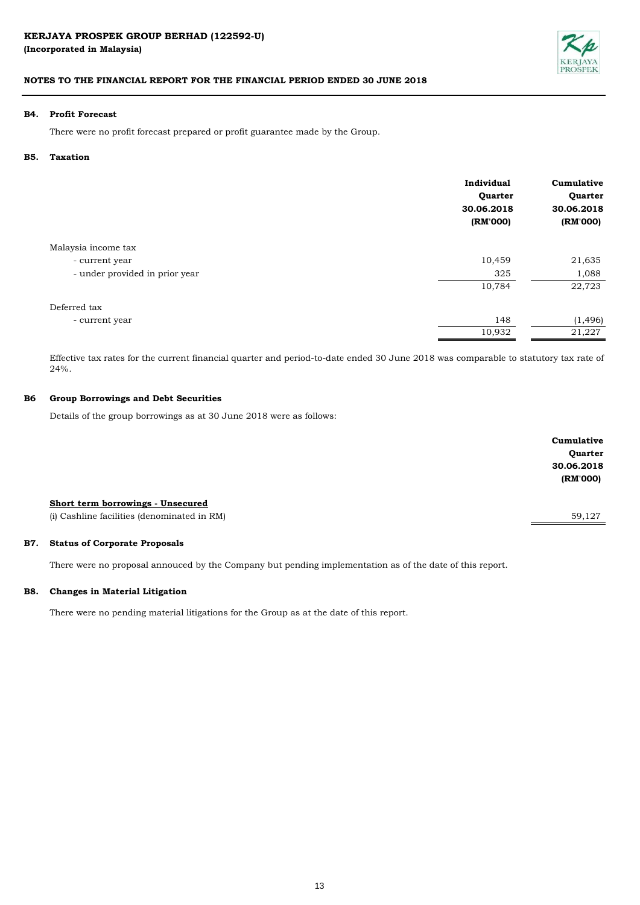**KERJAYA PROSPEK GROUP BERHAD (122592-U)**
**(Incorporated in Malaysia)**

**NOTES TO THE FINANCIAL REPORT FOR THE FINANCIAL PERIOD ENDED 30 JUNE 2018**

### B4. Profit Forecast

There were no profit forecast prepared or profit guarantee made by the Group.

### B5. Taxation

| | Individual Quarter 30.06.2018 (RM'000) | Cumulative Quarter 30.06.2018 (RM'000) |
|---|---|---|
| Malaysia income tax | | |
| - current year | 10,459 | 21,635 |
| - under provided in prior year | 325 | 1,088 |
| | 10,784 | 22,723 |
| Deferred tax | | |
| - current year | 148 | (1,496) |
| | 10,932 | 21,227 |

Effective tax rates for the current financial quarter and period-to-date ended 30 June 2018 was comparable to statutory tax rate of 24%.

### B6 Group Borrowings and Debt Securities

Details of the group borrowings as at 30 June 2018 were as follows:

| | Cumulative Quarter 30.06.2018 (RM'000) |
|---|---|
| **Short term borrowings - Unsecured** | |
| (i) Cashline facilities (denominated in RM) | 59,127 |

### B7. Status of Corporate Proposals

There were no proposal annouced by the Company but pending implementation as of the date of this report.

### B8. Changes in Material Litigation

There were no pending material litigations for the Group as at the date of this report.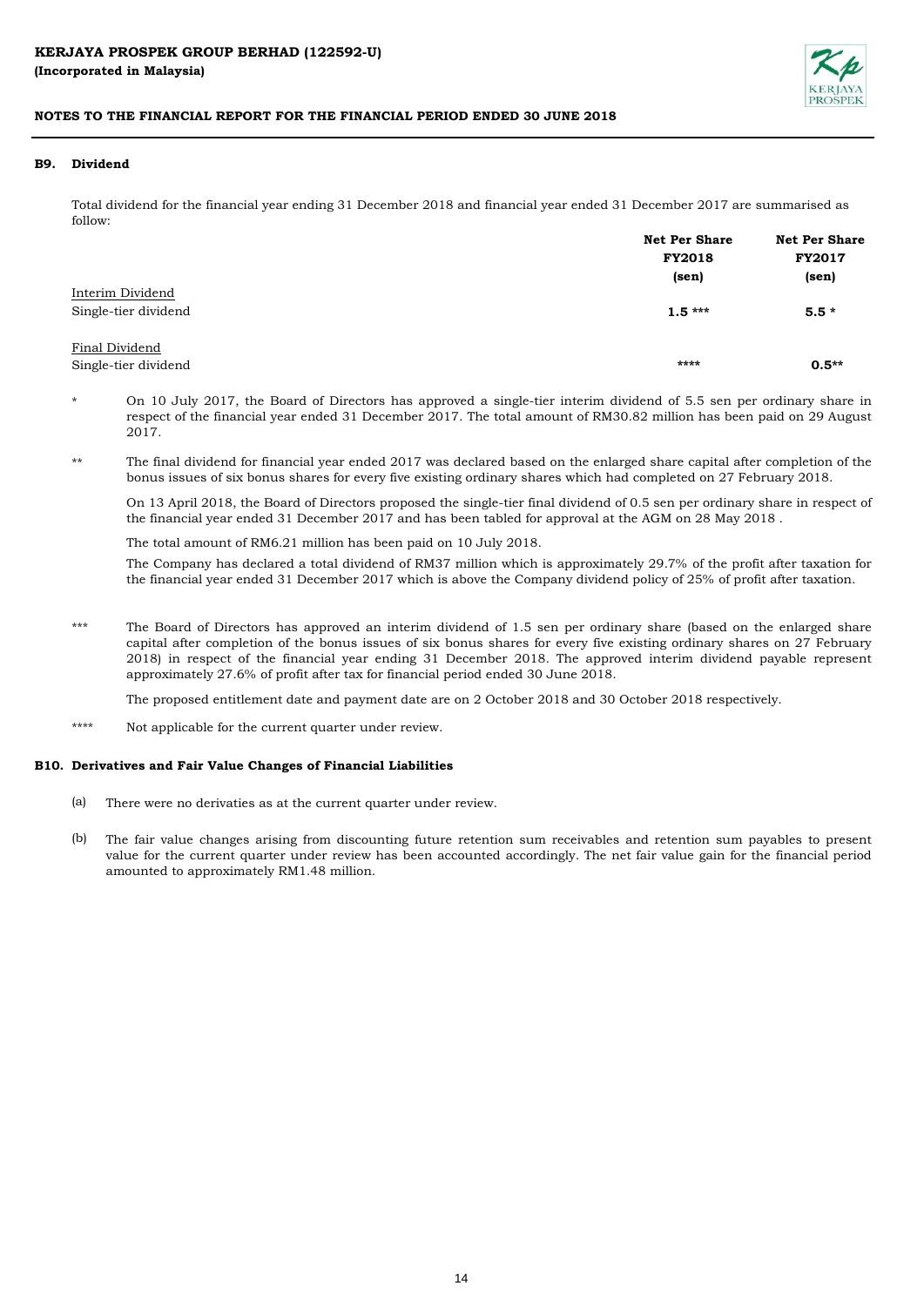### B9. Dividend

Total dividend for the financial year ending 31 December 2018 and financial year ended 31 December 2017 are summarised as follow:

| | Net Per Share FY2018 (sen) | Net Per Share FY2017 (sen) |
|---|---|---|
| Interim Dividend | | |
| Single-tier dividend | **1.5 *** ** | **5.5 * ** |
| Final Dividend | | |
| Single-tier dividend | **** | **0.5** ** |

\* On 10 July 2017, the Board of Directors has approved a single-tier interim dividend of 5.5 sen per ordinary share in respect of the financial year ended 31 December 2017. The total amount of RM30.82 million has been paid on 29 August 2017.

\** The final dividend for financial year ended 2017 was declared based on the enlarged share capital after completion of the bonus issues of six bonus shares for every five existing ordinary shares which had completed on 27 February 2018.

On 13 April 2018, the Board of Directors proposed the single-tier final dividend of 0.5 sen per ordinary share in respect of the financial year ended 31 December 2017 and has been tabled for approval at the AGM on 28 May 2018 .

The total amount of RM6.21 million has been paid on 10 July 2018.

The Company has declared a total dividend of RM37 million which is approximately 29.7% of the profit after taxation for the financial year ended 31 December 2017 which is above the Company dividend policy of 25% of profit after taxation.

\*** The Board of Directors has approved an interim dividend of 1.5 sen per ordinary share (based on the enlarged share capital after completion of the bonus issues of six bonus shares for every five existing ordinary shares on 27 February 2018) in respect of the financial year ending 31 December 2018. The approved interim dividend payable represent approximately 27.6% of profit after tax for financial period ended 30 June 2018.

The proposed entitlement date and payment date are on 2 October 2018 and 30 October 2018 respectively.

\**** Not applicable for the current quarter under review.

### B10. Derivatives and Fair Value Changes of Financial Liabilities

(a) There were no derivaties as at the current quarter under review.

(b) The fair value changes arising from discounting future retention sum receivables and retention sum payables to present value for the current quarter under review has been accounted accordingly. The net fair value gain for the financial period amounted to approximately RM1.48 million.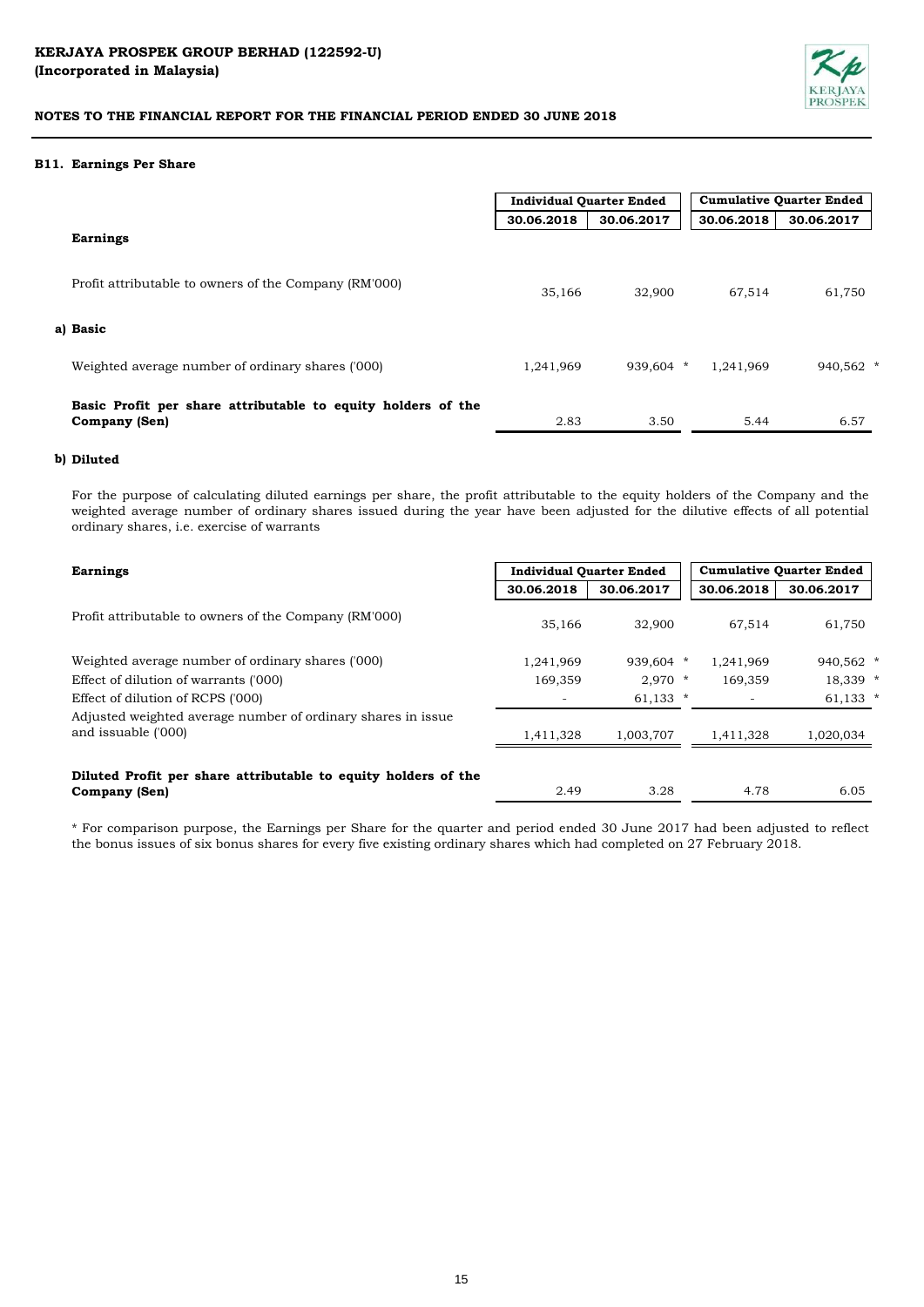**KERJAYA PROSPEK GROUP BERHAD (122592-U)**
**(Incorporated in Malaysia)**

**NOTES TO THE FINANCIAL REPORT FOR THE FINANCIAL PERIOD ENDED 30 JUNE 2018**

### B11. Earnings Per Share

| | Individual Quarter Ended | | Cumulative Quarter Ended | |
|---|---|---|---|---|
| | **30.06.2018** | **30.06.2017** | **30.06.2018** | **30.06.2017** |
| **Earnings** | | | | |
| Profit attributable to owners of the Company (RM'000) | 35,166 | 32,900 | 67,514 | 61,750 |
| **a) Basic** | | | | |
| Weighted average number of ordinary shares ('000) | 1,241,969 | 939,604 * | 1,241,969 | 940,562 * |
| **Basic Profit per share attributable to equity holders of the Company (Sen)** | 2.83 | 3.50 | 5.44 | 6.57 |

**b) Diluted**

For the purpose of calculating diluted earnings per share, the profit attributable to the equity holders of the Company and the weighted average number of ordinary shares issued during the year have been adjusted for the dilutive effects of all potential ordinary shares, i.e. exercise of warrants

| **Earnings** | Individual Quarter Ended | | Cumulative Quarter Ended | |
|---|---|---|---|---|
| | **30.06.2018** | **30.06.2017** | **30.06.2018** | **30.06.2017** |
| Profit attributable to owners of the Company (RM'000) | 35,166 | 32,900 | 67,514 | 61,750 |
| Weighted average number of ordinary shares ('000) | 1,241,969 | 939,604 * | 1,241,969 | 940,562 * |
| Effect of dilution of warrants ('000) | 169,359 | 2,970 * | 169,359 | 18,339 * |
| Effect of dilution of RCPS ('000) | - | 61,133 * | - | 61,133 * |
| Adjusted weighted average number of ordinary shares in issue and issuable ('000) | 1,411,328 | 1,003,707 | 1,411,328 | 1,020,034 |
| **Diluted Profit per share attributable to equity holders of the Company (Sen)** | 2.49 | 3.28 | 4.78 | 6.05 |

\* For comparison purpose, the Earnings per Share for the quarter and period ended 30 June 2017 had been adjusted to reflect the bonus issues of six bonus shares for every five existing ordinary shares which had completed on 27 February 2018.